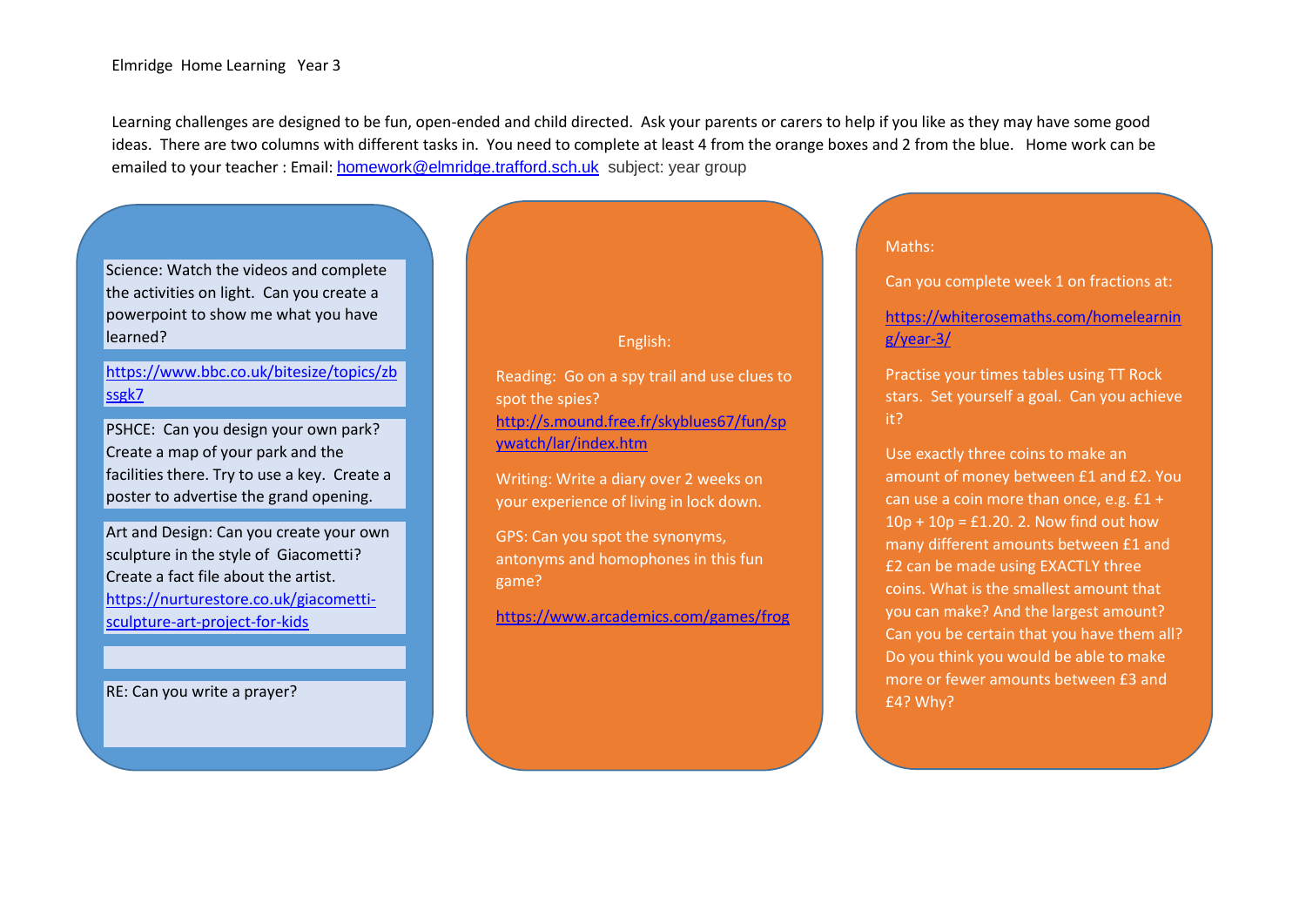Elmridge Home Learning Year 3

Learning challenges are designed to be fun, open-ended and child directed. Ask your parents or carers to help if you like as they may have some good ideas. There are two columns with different tasks in. You need to complete at least 4 from the orange boxes and 2 from the blue. Home work can be emailed to your teacher : Email: homework@elmridge.trafford.sch.uk subject: year group

Science: Watch the videos and complete the activities on light. Can you create a powerpoint to show me what you have learned?

https://www.bbc.co.uk/bitesize/topics/zbssgk7

PSHCE: Can you design your own park? Create a map of your park and the facilities there. Try to use a key. Create a poster to advertise the grand opening.

Art and Design: Can you create your own sculpture in the style of Giacometti? Create a fact file about the artist. https://nurturestore.co.uk/giacometti-sculpture-art-project-for-kids

RE: Can you write a prayer?

English:

Reading: Go on a spy trail and use clues to spot the spies? http://s.mound.free.fr/skyblues67/fun/spywatch/lar/index.htm

Writing: Write a diary over 2 weeks on your experience of living in lock down.

GPS: Can you spot the synonyms, antonyms and homophones in this fun game?

https://www.arcademics.com/games/frog

Maths:

Can you complete week 1 on fractions at:

https://whiterosemaths.com/homelearning/year-3/

Practise your times tables using TT Rock stars. Set yourself a goal. Can you achieve it?

Use exactly three coins to make an amount of money between £1 and £2. You can use a coin more than once, e.g. £1 + 10p + 10p = £1.20. 2. Now find out how many different amounts between £1 and £2 can be made using EXACTLY three coins. What is the smallest amount that you can make? And the largest amount? Can you be certain that you have them all? Do you think you would be able to make more or fewer amounts between £3 and £4? Why?